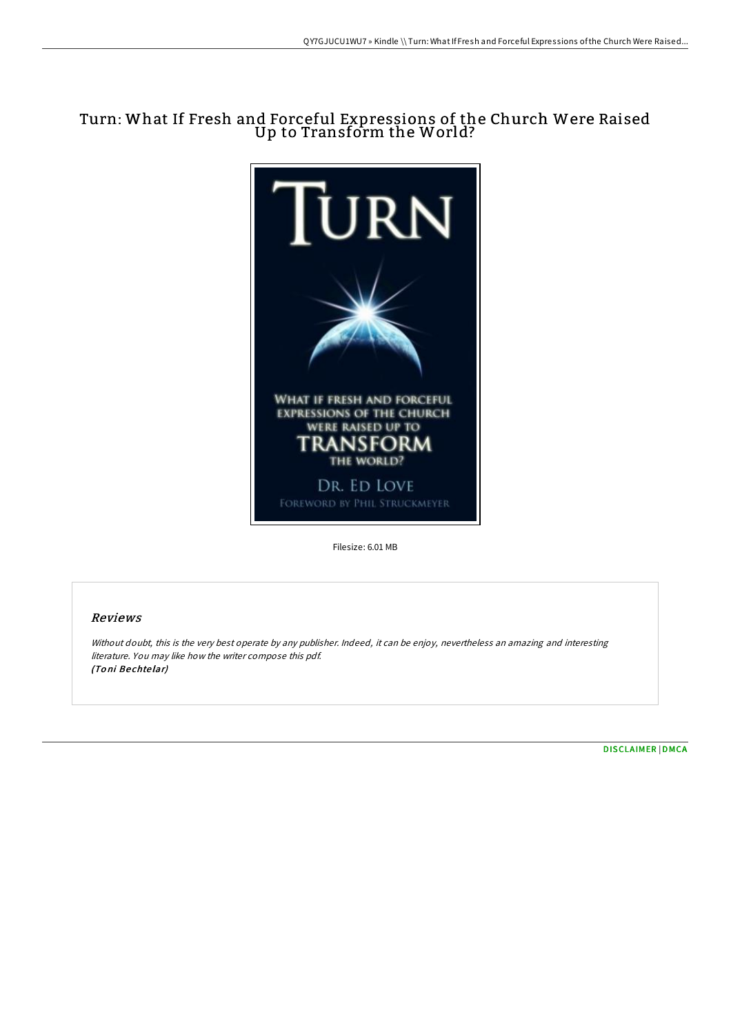# Turn: What If Fresh and Forceful Expressions of the Church Were Raised Up to Transform the World?

Filesize: 6.01 MB

## Reviews

*Without doubt, this is the very best operate by any publisher. Indeed, it can be enjoy, nevertheless an amazing and interesting literature. You may like how the writer compose this pdf.*
*(Toni Bechtelar)*

DISCLAIMER | DMCA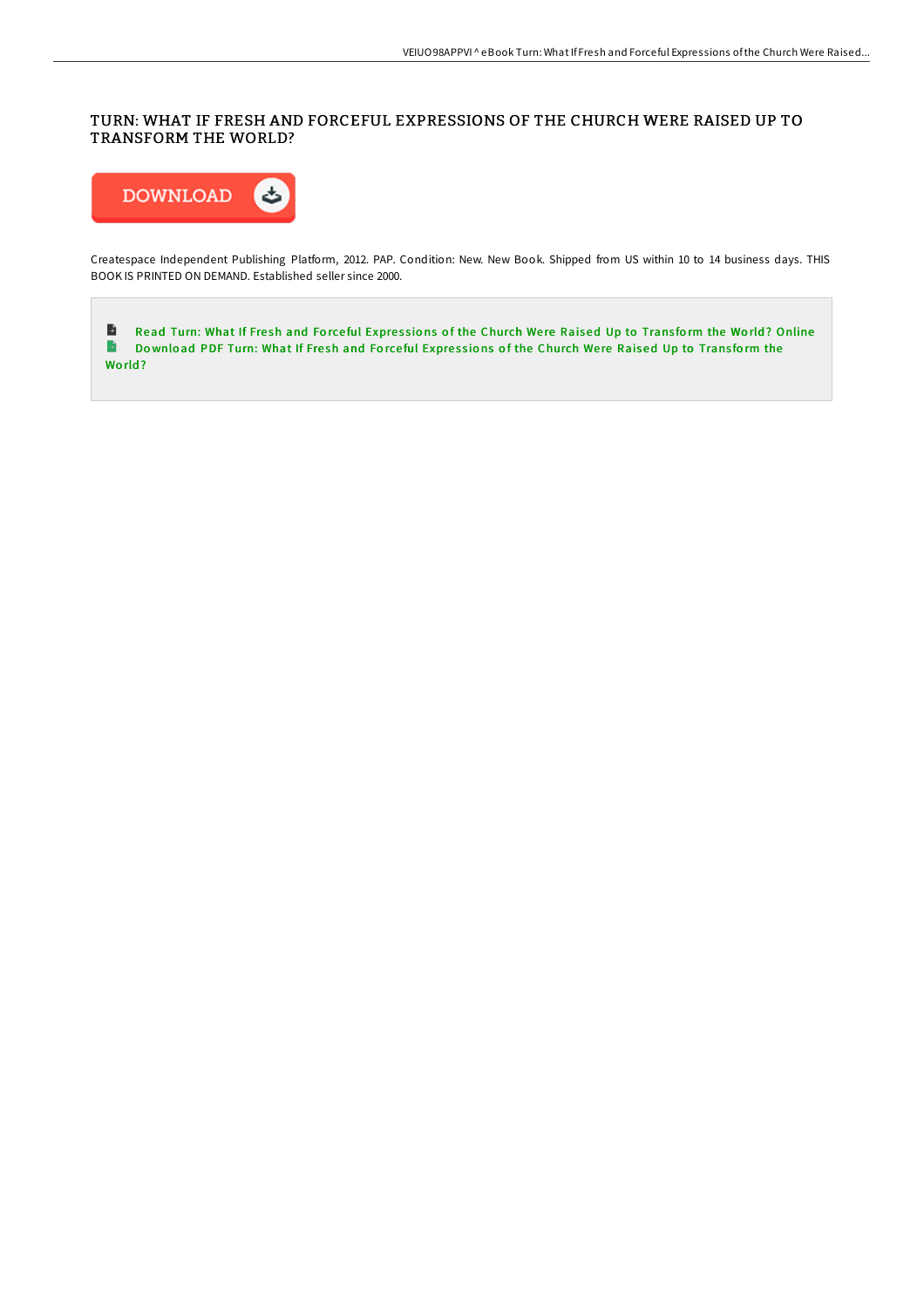# TURN: WHAT IF FRESH AND FORCEFUL EXPRESSIONS OF THE CHURCH WERE RAISED UP TO TRANSFORM THE WORLD?

DOWNLOAD

Createspace Independent Publishing Platform, 2012. PAP. Condition: New. New Book. Shipped from US within 10 to 14 business days. THIS BOOK IS PRINTED ON DEMAND. Established seller since 2000.

Read Turn: What If Fresh and Forceful Expressions of the Church Were Raised Up to Transform the World? Online

Download PDF Turn: What If Fresh and Forceful Expressions of the Church Were Raised Up to Transform the World?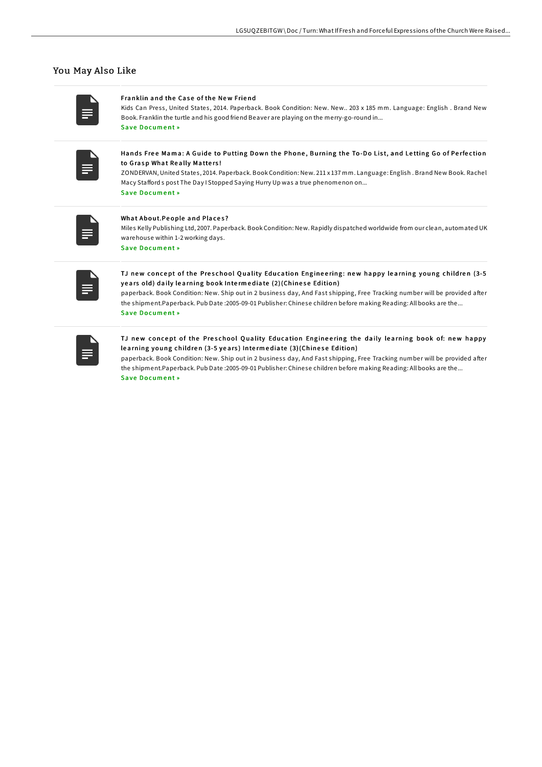## You May Also Like

### Franklin and the Case of the New Friend

Kids Can Press, United States, 2014. Paperback. Book Condition: New. New.. 203 x 185 mm. Language: English . Brand New Book. Franklin the turtle and his good friend Beaver are playing on the merry-go-round in...

Save Document »

### Hands Free Mama: A Guide to Putting Down the Phone, Burning the To-Do List, and Letting Go of Perfection to Grasp What Really Matters!

ZONDERVAN, United States, 2014. Paperback. Book Condition: New. 211 x 137 mm. Language: English . Brand New Book. Rachel Macy Stafford s post The Day I Stopped Saying Hurry Up was a true phenomenon on...

Save Document »

### What About.People and Places?

Miles Kelly Publishing Ltd, 2007. Paperback. Book Condition: New. Rapidly dispatched worldwide from our clean, automated UK warehouse within 1-2 working days.

Save Document »

### TJ new concept of the Preschool Quality Education Engineering: new happy learning young children (3-5 years old) daily learning book Intermediate (2)(Chinese Edition)

paperback. Book Condition: New. Ship out in 2 business day, And Fast shipping, Free Tracking number will be provided after the shipment.Paperback. Pub Date :2005-09-01 Publisher: Chinese children before making Reading: All books are the...

Save Document »

### TJ new concept of the Preschool Quality Education Engineering the daily learning book of: new happy learning young children (3-5 years) Intermediate (3)(Chinese Edition)

paperback. Book Condition: New. Ship out in 2 business day, And Fast shipping, Free Tracking number will be provided after the shipment.Paperback. Pub Date :2005-09-01 Publisher: Chinese children before making Reading: All books are the...

Save Document »